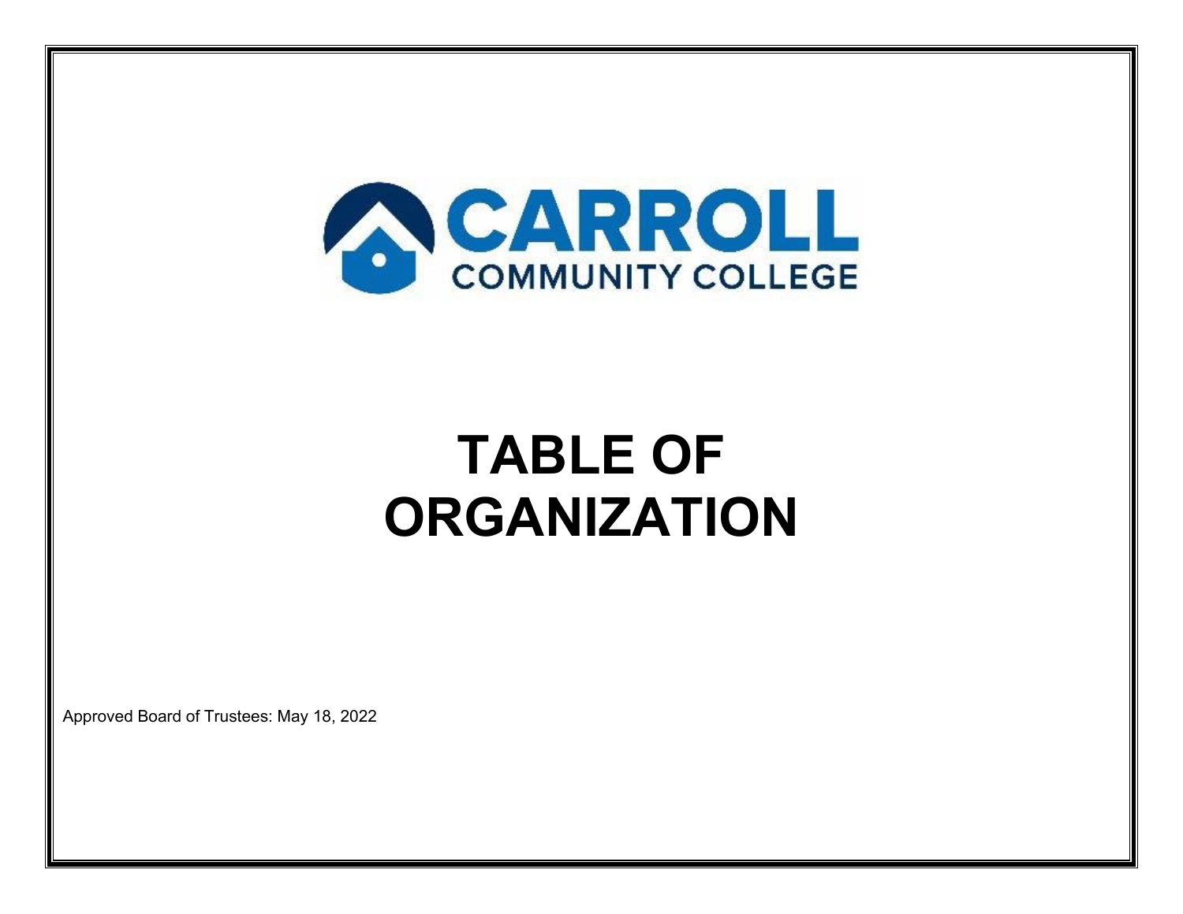CARROLL COMMUNITY COLLEGE

# TABLE OF ORGANIZATION

Approved Board of Trustees: May 18, 2022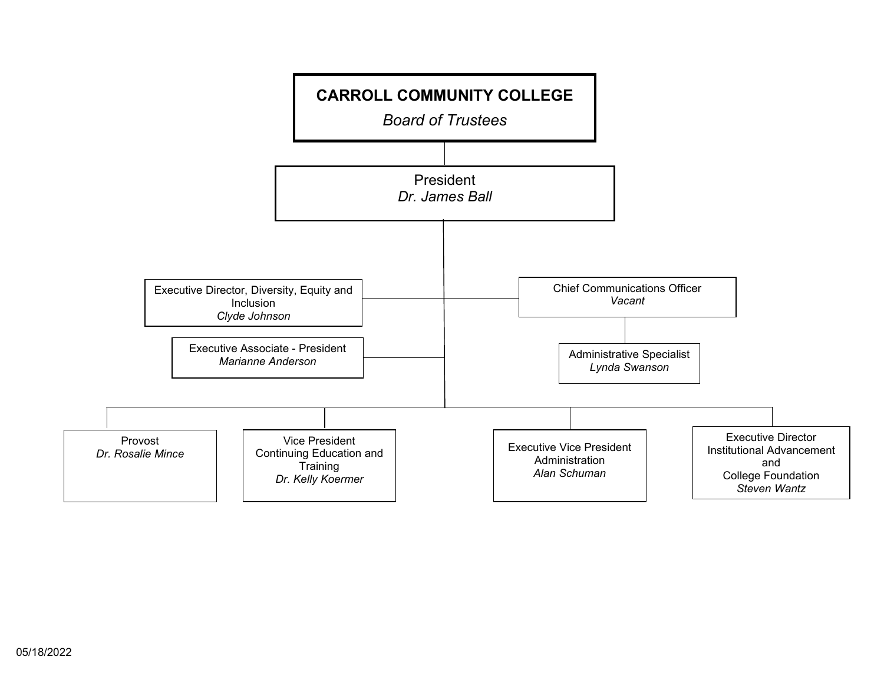# CARROLL COMMUNITY COLLEGE

*Board of Trustees*

**President**
*Dr. James Ball*

- Executive Director, Diversity, Equity and Inclusion — *Clyde Johnson*
- Executive Associate - President — *Marianne Anderson*
- Chief Communications Officer — *Vacant*
  - Administrative Specialist — *Lynda Swanson*
- Provost — *Dr. Rosalie Mince*
- Vice President Continuing Education and Training — *Dr. Kelly Koermer*
- Executive Vice President Administration — *Alan Schuman*
- Executive Director Institutional Advancement and College Foundation — *Steven Wantz*

05/18/2022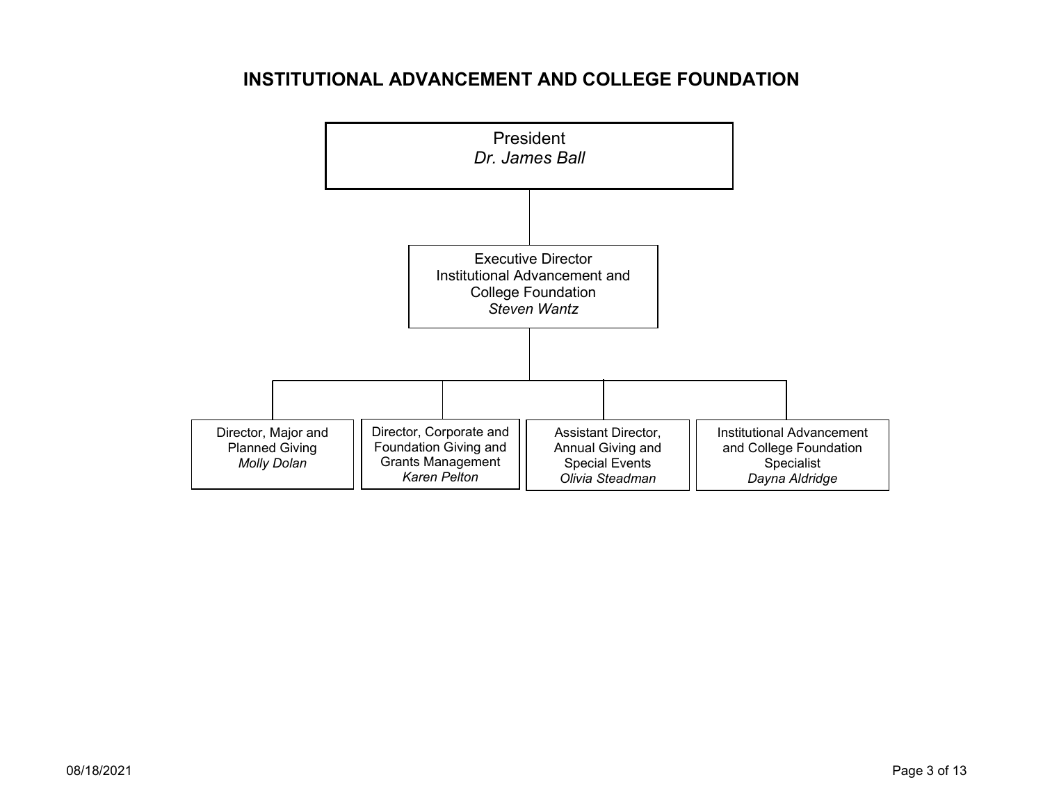# INSTITUTIONAL ADVANCEMENT AND COLLEGE FOUNDATION

President
*Dr. James Ball*

- Executive Director, Institutional Advancement and College Foundation
  *Steven Wantz*
  - Director, Major and Planned Giving
    *Molly Dolan*
  - Director, Corporate and Foundation Giving and Grants Management
    *Karen Pelton*
  - Assistant Director, Annual Giving and Special Events
    *Olivia Steadman*
  - Institutional Advancement and College Foundation Specialist
    *Dayna Aldridge*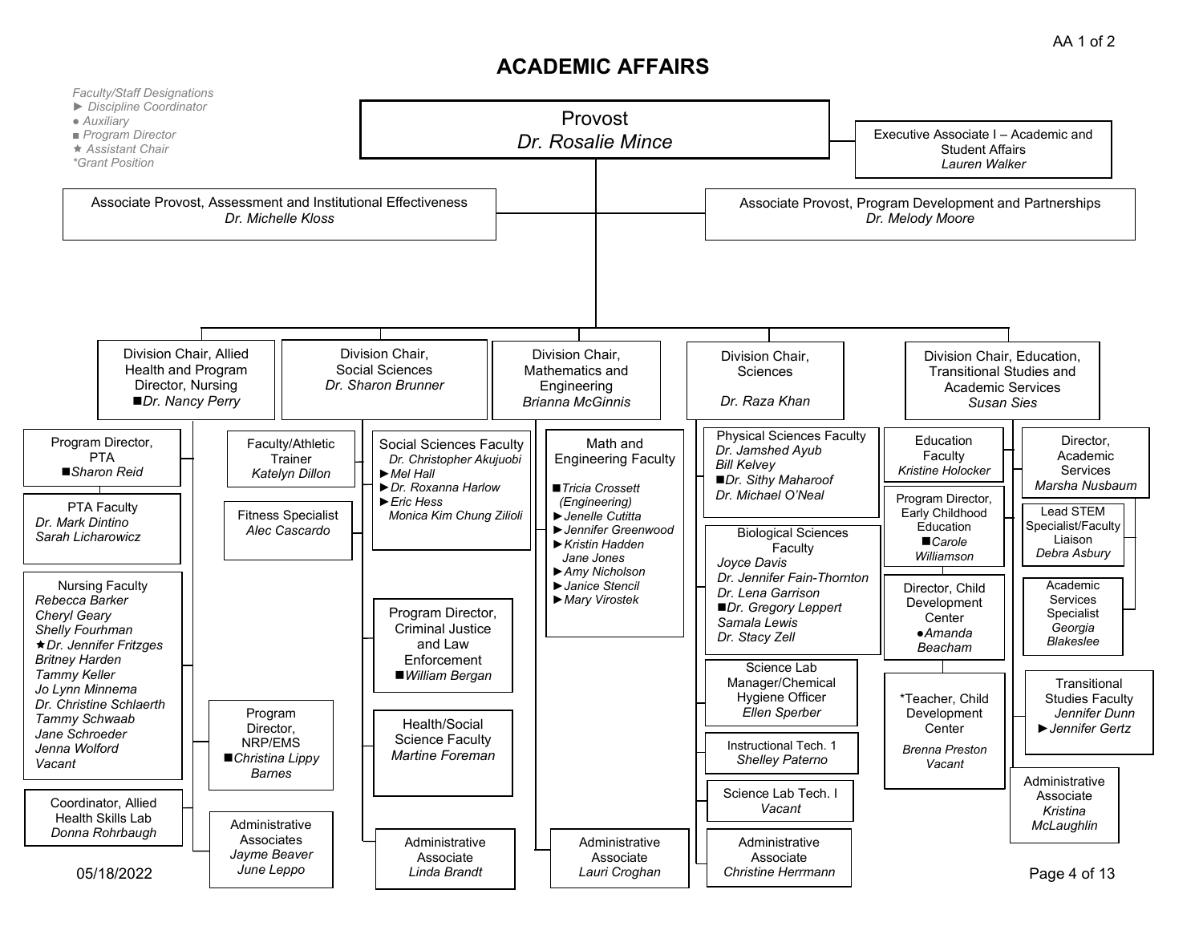# ACADEMIC AFFAIRS

*Faculty/Staff Designations*
- ► *Discipline Coordinator*
- ● *Auxiliary*
- ■ *Program Director*
- ★ *Assistant Chair*
- *\*Grant Position*

## Provost
*Dr. Rosalie Mince*

- Executive Associate I – Academic and Student Affairs — *Lauren Walker*
- Associate Provost, Assessment and Institutional Effectiveness — *Dr. Michelle Kloss*
- Associate Provost, Program Development and Partnerships — *Dr. Melody Moore*

### Division Chair, Allied Health and Program Director, Nursing
*■Dr. Nancy Perry*

- Program Director, PTA — *■Sharon Reid*
  - PTA Faculty: *Dr. Mark Dintino, Sarah Licharowicz*
- Nursing Faculty: *Rebecca Barker, Cheryl Geary, Shelly Fourhman, ★Dr. Jennifer Fritzges, Britney Harden, Tammy Keller, Jo Lynn Minnema, Dr. Christine Schlaerth, Tammy Schwaab, Jane Schroeder, Jenna Wolford, Vacant*
- Coordinator, Allied Health Skills Lab — *Donna Rohrbaugh*
- Faculty/Athletic Trainer — *Katelyn Dillon*
- Fitness Specialist — *Alec Cascardo*
- Program Director, NRP/EMS — *■Christina Lippy Barnes*
- Administrative Associates — *Jayme Beaver, June Leppo*

### Division Chair, Social Sciences
*Dr. Sharon Brunner*

- Social Sciences Faculty: *Dr. Christopher Akujuobi, ►Mel Hall, ►Dr. Roxanna Harlow, ►Eric Hess, Monica Kim Chung Zilioli*
- Program Director, Criminal Justice and Law Enforcement — *■William Bergan*
- Health/Social Science Faculty — *Martine Foreman*
- Administrative Associate — *Linda Brandt*

### Division Chair, Mathematics and Engineering
*Brianna McGinnis*

- Math and Engineering Faculty: *■Tricia Crossett (Engineering), ►Jenelle Cutitta, ►Jennifer Greenwood, ►Kristin Hadden, Jane Jones, ►Amy Nicholson, ►Janice Stencil, ►Mary Virostek*
- Administrative Associate — *Lauri Croghan*

### Division Chair, Sciences
*Dr. Raza Khan*

- Physical Sciences Faculty: *Dr. Jamshed Ayub, Bill Kelvey, ■Dr. Sithy Maharoof, Dr. Michael O'Neal*
- Biological Sciences Faculty: *Joyce Davis, Dr. Jennifer Fain-Thornton, Dr. Lena Garrison, ■Dr. Gregory Leppert, Samala Lewis, Dr. Stacy Zell*
- Science Lab Manager/Chemical Hygiene Officer — *Ellen Sperber*
- Instructional Tech. 1 — *Shelley Paterno*
- Science Lab Tech. I — *Vacant*
- Administrative Associate — *Christine Herrmann*

### Division Chair, Education, Transitional Studies and Academic Services
*Susan Sies*

- Education Faculty — *Kristine Holocker*
- Program Director, Early Childhood Education — *■Carole Williamson*
- Director, Child Development Center — *●Amanda Beacham*
- \*Teacher, Child Development Center — *Brenna Preston, Vacant*
- Director, Academic Services — *Marsha Nusbaum*
  - Lead STEM Specialist/Faculty Liaison — *Debra Asbury*
  - Academic Services Specialist — *Georgia Blakeslee*
- Transitional Studies Faculty — *Jennifer Dunn, ►Jennifer Gertz*
- Administrative Associate — *Kristina McLaughlin*

05/18/2022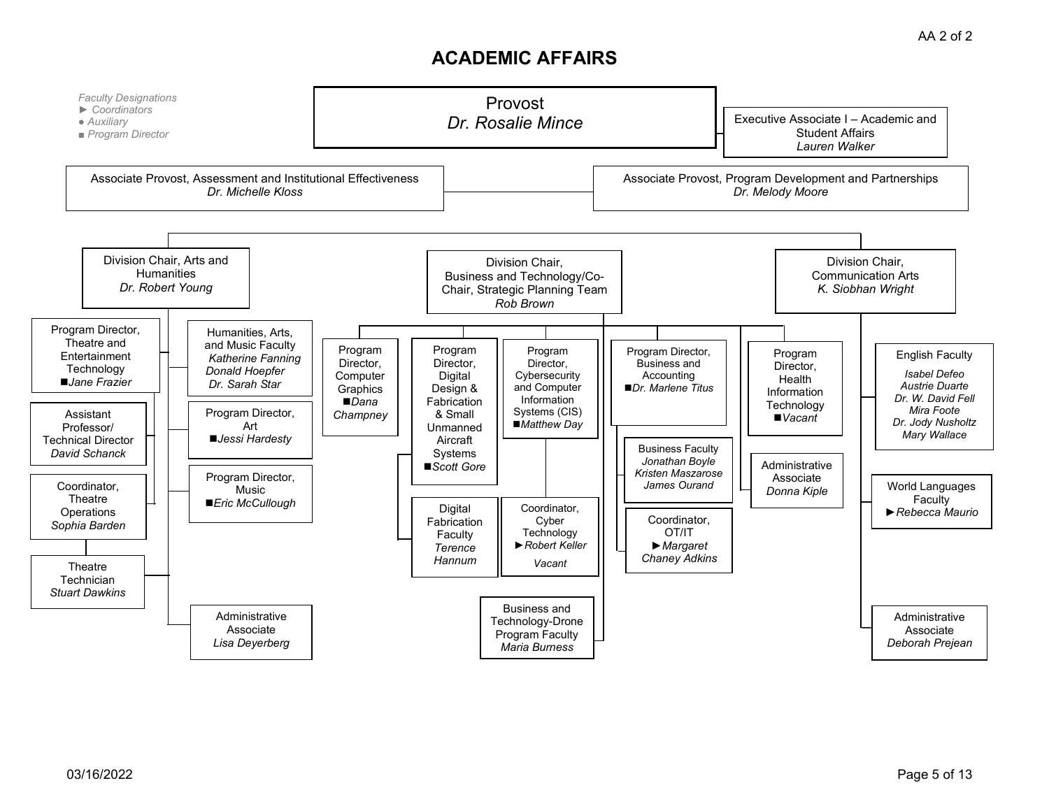# ACADEMIC AFFAIRS

*Faculty Designations*
*► Coordinators*
*● Auxiliary*
*■ Program Director*

## Provost
*Dr. Rosalie Mince*

- Executive Associate I – Academic and Student Affairs — *Lauren Walker*
- Associate Provost, Assessment and Institutional Effectiveness — *Dr. Michelle Kloss*
- Associate Provost, Program Development and Partnerships — *Dr. Melody Moore*

### Division Chair, Arts and Humanities — *Dr. Robert Young*

- Program Director, Theatre and Entertainment Technology — ■*Jane Frazier*
  - Assistant Professor/ Technical Director — *David Schanck*
  - Coordinator, Theatre Operations — *Sophia Barden*
    - Theatre Technician — *Stuart Dawkins*
- Humanities, Arts, and Music Faculty — *Katherine Fanning*, *Donald Hoepfer*, *Dr. Sarah Star*
- Program Director, Art — ■*Jessi Hardesty*
- Program Director, Music — ■*Eric McCullough*
- Administrative Associate — *Lisa Deyerberg*

### Division Chair, Business and Technology/Co-Chair, Strategic Planning Team — *Rob Brown*

- Program Director, Computer Graphics — ■*Dana Champney*
- Program Director, Digital Design & Fabrication & Small Unmanned Aircraft Systems — ■*Scott Gore*
  - Digital Fabrication Faculty — *Terence Hannum*
- Program Director, Cybersecurity and Computer Information Systems (CIS) — ■*Matthew Day*
  - Coordinator, Cyber Technology — ►*Robert Keller*, *Vacant*
- Program Director, Business and Accounting — ■*Dr. Marlene Titus*
  - Business Faculty — *Jonathan Boyle*, *Kristen Maszarose*, *James Ourand*
  - Coordinator, OT/IT — ►*Margaret Chaney Adkins*
- Program Director, Health Information Technology — ■*Vacant*
  - Administrative Associate — *Donna Kiple*
- Business and Technology-Drone Program Faculty — *Maria Burness*

### Division Chair, Communication Arts — *K. Siobhan Wright*

- English Faculty — *Isabel Defeo*, *Austrie Duarte*, *Dr. W. David Fell*, *Mira Foote*, *Dr. Jody Nusholtz*, *Mary Wallace*
- World Languages Faculty — ►*Rebecca Maurio*
- Administrative Associate — *Deborah Prejean*

03/16/2022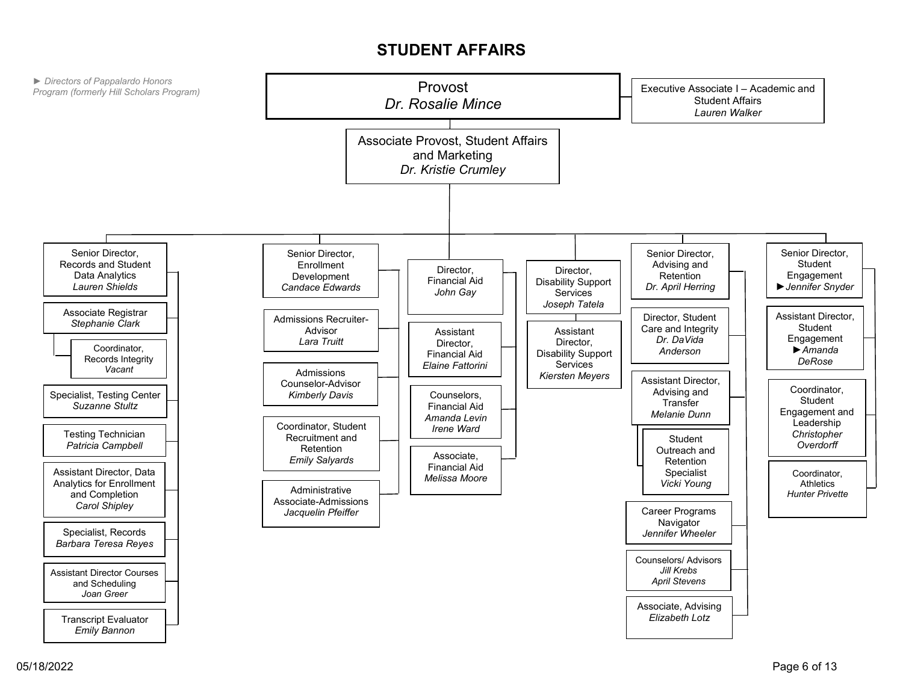# STUDENT AFFAIRS

*► Directors of Pappalardo Honors Program (formerly Hill Scholars Program)*

- **Provost** — *Dr. Rosalie Mince*
  - Executive Associate I – Academic and Student Affairs — *Lauren Walker*
  - **Associate Provost, Student Affairs and Marketing** — *Dr. Kristie Crumley*
    - **Senior Director, Records and Student Data Analytics** — *Lauren Shields*
      - Associate Registrar — *Stephanie Clark*
        - Coordinator, Records Integrity — *Vacant*
      - Specialist, Testing Center — *Suzanne Stultz*
      - Testing Technician — *Patricia Campbell*
      - Assistant Director, Data Analytics for Enrollment and Completion — *Carol Shipley*
      - Specialist, Records — *Barbara Teresa Reyes*
      - Assistant Director Courses and Scheduling — *Joan Greer*
      - Transcript Evaluator — *Emily Bannon*
    - **Senior Director, Enrollment Development** — *Candace Edwards*
      - Admissions Recruiter-Advisor — *Lara Truitt*
      - Admissions Counselor-Advisor — *Kimberly Davis*
      - Coordinator, Student Recruitment and Retention — *Emily Salyards*
      - Administrative Associate-Admissions — *Jacquelin Pfeiffer*
    - **Director, Financial Aid** — *John Gay*
      - Assistant Director, Financial Aid — *Elaine Fattorini*
      - Counselors, Financial Aid — *Amanda Levin*, *Irene Ward*
      - Associate, Financial Aid — *Melissa Moore*
    - **Director, Disability Support Services** — *Joseph Tatela*
      - Assistant Director, Disability Support Services — *Kiersten Meyers*
    - **Senior Director, Advising and Retention** — *Dr. April Herring*
      - Director, Student Care and Integrity — *Dr. DaVida Anderson*
      - Assistant Director, Advising and Transfer — *Melanie Dunn*
        - Student Outreach and Retention Specialist — *Vicki Young*
      - Career Programs Navigator — *Jennifer Wheeler*
      - Counselors/ Advisors — *Jill Krebs*, *April Stevens*
      - Associate, Advising — *Elizabeth Lotz*
    - **Senior Director, Student Engagement** — *►Jennifer Snyder*
      - Assistant Director, Student Engagement — *►Amanda DeRose*
      - Coordinator, Student Engagement and Leadership — *Christopher Overdorff*
      - Coordinator, Athletics — *Hunter Privette*

05/18/2022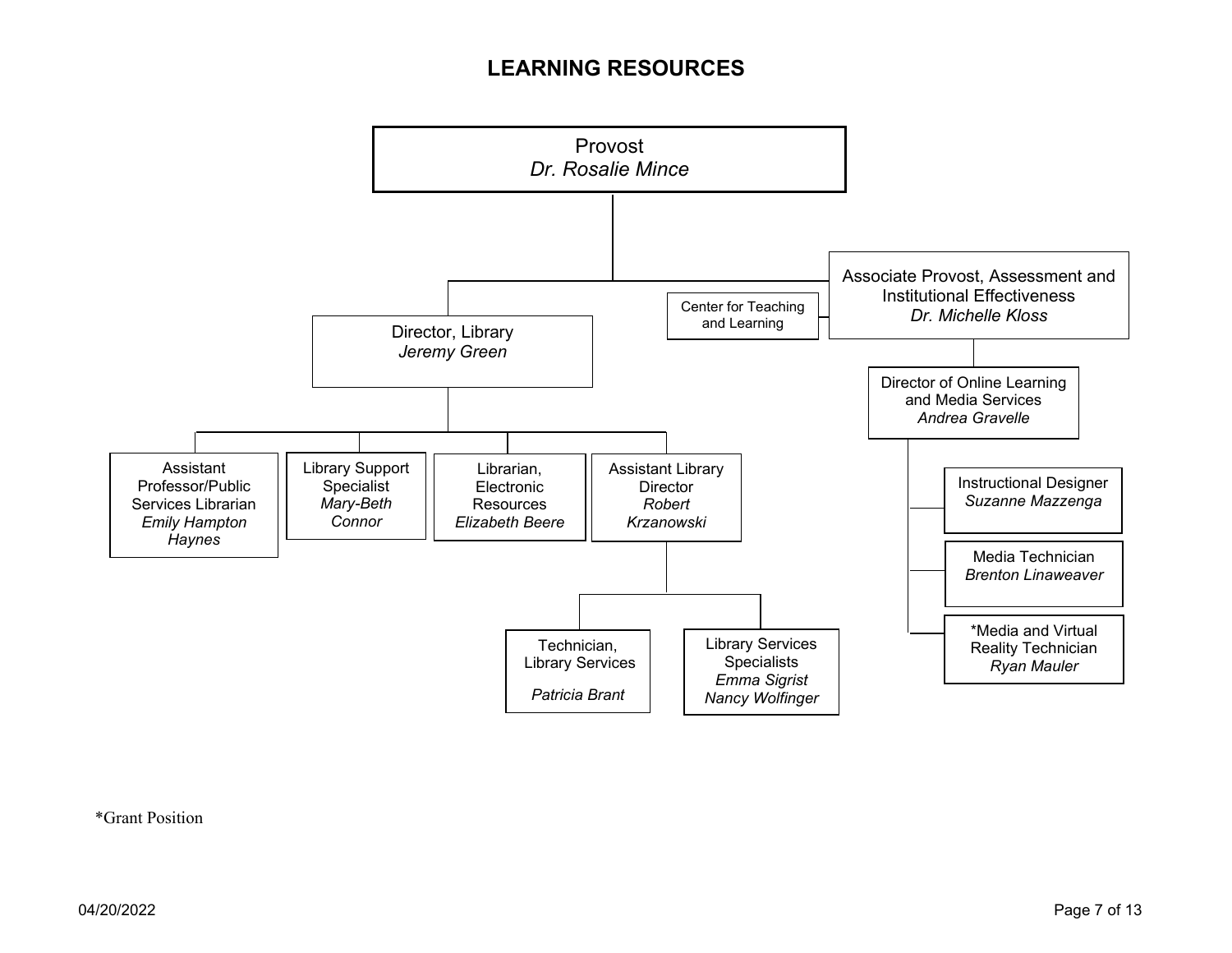# LEARNING RESOURCES

- **Provost** — *Dr. Rosalie Mince*
  - **Director, Library** — *Jeremy Green*
    - Assistant Professor/Public Services Librarian — *Emily Hampton Haynes*
    - Library Support Specialist — *Mary-Beth Connor*
    - Librarian, Electronic Resources — *Elizabeth Beere*
    - Assistant Library Director — *Robert Krzanowski*
      - Technician, Library Services — *Patricia Brant*
      - Library Services Specialists — *Emma Sigrist*, *Nancy Wolfinger*
  - **Associate Provost, Assessment and Institutional Effectiveness** — *Dr. Michelle Kloss*
    - Center for Teaching and Learning
    - Director of Online Learning and Media Services — *Andrea Gravelle*
      - Instructional Designer — *Suzanne Mazzenga*
      - Media Technician — *Brenton Linaweaver*
      - *Media and Virtual Reality Technician — *Ryan Mauler*

*Grant Position

04/20/2022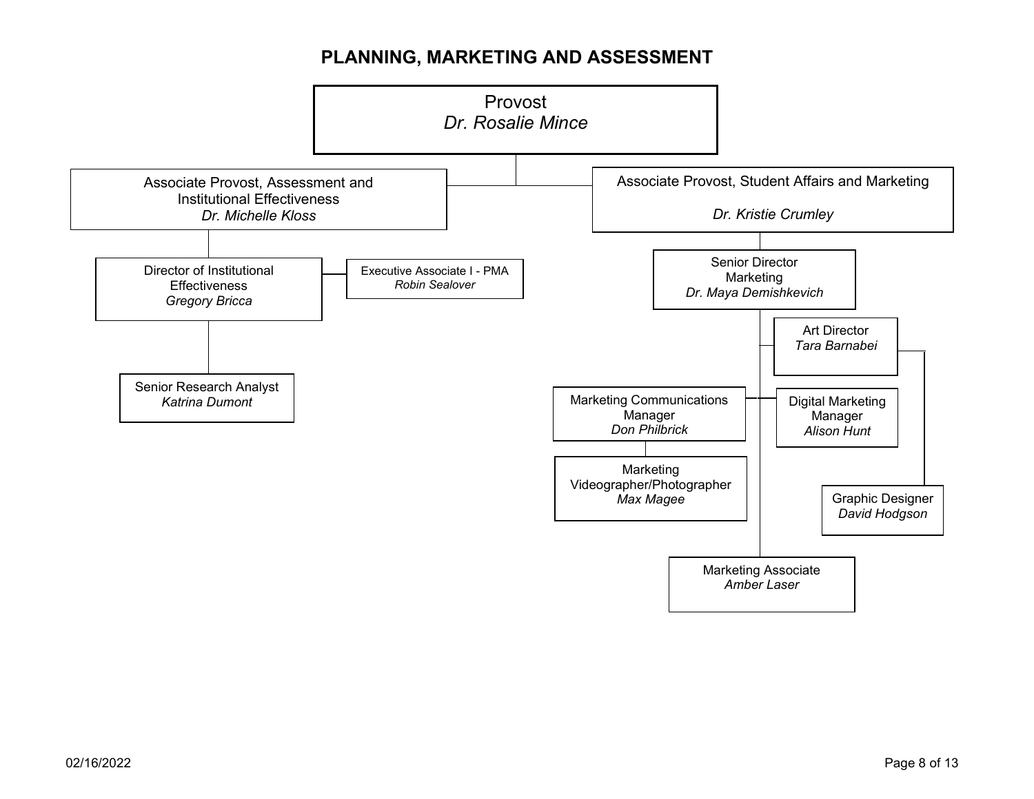# PLANNING, MARKETING AND ASSESSMENT

- **Provost** — *Dr. Rosalie Mince*
  - **Associate Provost, Assessment and Institutional Effectiveness** — *Dr. Michelle Kloss*
    - **Director of Institutional Effectiveness** — *Gregory Bricca*
      - **Executive Associate I - PMA** — *Robin Sealover*
      - **Senior Research Analyst** — *Katrina Dumont*
  - **Associate Provost, Student Affairs and Marketing** — *Dr. Kristie Crumley*
    - **Senior Director Marketing** — *Dr. Maya Demishkevich*
      - **Art Director** — *Tara Barnabei*
        - **Graphic Designer** — *David Hodgson*
      - **Marketing Communications Manager** — *Don Philbrick*
        - **Marketing Videographer/Photographer** — *Max Magee*
      - **Digital Marketing Manager** — *Alison Hunt*
      - **Marketing Associate** — *Amber Laser*

02/16/2022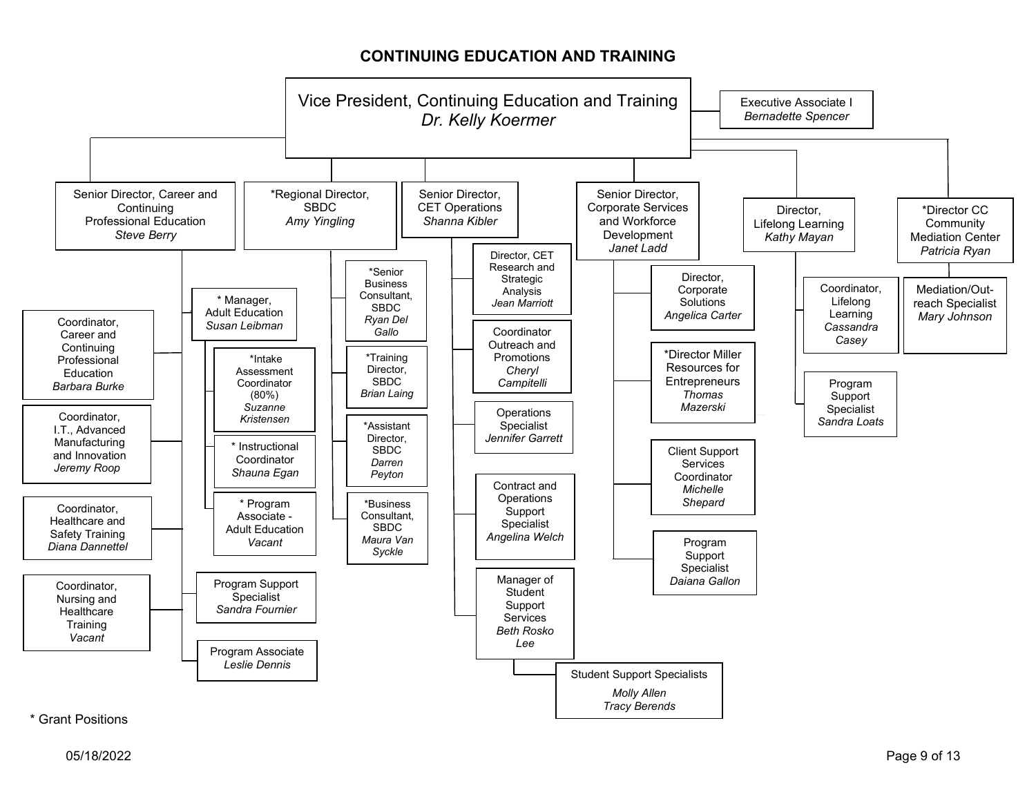# CONTINUING EDUCATION AND TRAINING

**Vice President, Continuing Education and Training** — *Dr. Kelly Koermer*

- Executive Associate I — *Bernadette Spencer*

## Senior Director, Career and Continuing Professional Education — *Steve Berry*

- Coordinator, Career and Continuing Professional Education — *Barbara Burke*
- Coordinator, I.T., Advanced Manufacturing and Innovation — *Jeremy Roop*
- Coordinator, Healthcare and Safety Training — *Diana Dannettel*
- Coordinator, Nursing and Healthcare Training — *Vacant*
- * Manager, Adult Education — *Susan Leibman*
  - *Intake Assessment Coordinator (80%) — *Suzanne Kristensen*
  - * Instructional Coordinator — *Shauna Egan*
  - * Program Associate - Adult Education — *Vacant*
- Program Support Specialist — *Sandra Fournier*
- Program Associate — *Leslie Dennis*

## *Regional Director, SBDC — *Amy Yingling*

- *Senior Business Consultant, SBDC — *Ryan Del Gallo*
- *Training Director, SBDC — *Brian Laing*
- *Assistant Director, SBDC — *Darren Peyton*
- *Business Consultant, SBDC — *Maura Van Syckle*

## Senior Director, CET Operations — *Shanna Kibler*

- Director, CET Research and Strategic Analysis — *Jean Marriott*
- Coordinator Outreach and Promotions — *Cheryl Campitelli*
- Operations Specialist — *Jennifer Garrett*
- Contract and Operations Support Specialist — *Angelina Welch*
- Manager of Student Support Services — *Beth Rosko Lee*
  - Student Support Specialists — *Molly Allen*, *Tracy Berends*

## Senior Director, Corporate Services and Workforce Development — *Janet Ladd*

- Director, Corporate Solutions — *Angelica Carter*
- *Director Miller Resources for Entrepreneurs — *Thomas Mazerski*
- Client Support Services Coordinator — *Michelle Shepard*
- Program Support Specialist — *Daiana Gallon*

## Director, Lifelong Learning — *Kathy Mayan*

- Coordinator, Lifelong Learning — *Cassandra Casey*
- Program Support Specialist — *Sandra Loats*

## *Director CC Community Mediation Center — *Patricia Ryan*

- Mediation/Outreach Specialist — *Mary Johnson*

\* Grant Positions

05/18/2022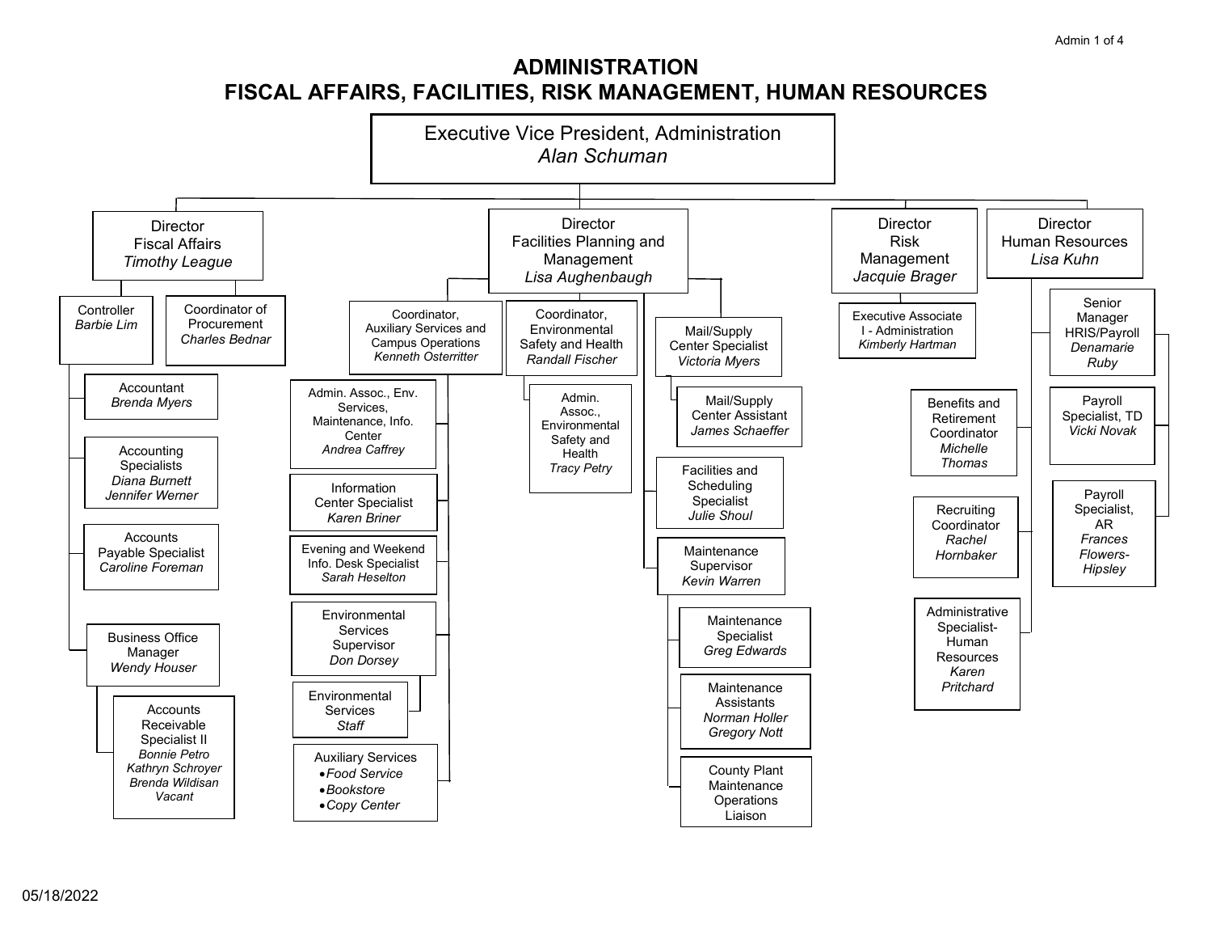# ADMINISTRATION
## FISCAL AFFAIRS, FACILITIES, RISK MANAGEMENT, HUMAN RESOURCES

**Executive Vice President, Administration** — *Alan Schuman*

- **Director, Fiscal Affairs** — *Timothy League*
  - Controller — *Barbie Lim*
    - Accountant — *Brenda Myers*
    - Accounting Specialists — *Diana Burnett*, *Jennifer Werner*
    - Accounts Payable Specialist — *Caroline Foreman*
    - Business Office Manager — *Wendy Houser*
      - Accounts Receivable Specialist II — *Bonnie Petro*, *Kathryn Schroyer*, *Brenda Wildisan*, *Vacant*
  - Coordinator of Procurement — *Charles Bednar*
- **Director, Facilities Planning and Management** — *Lisa Aughenbaugh*
  - Coordinator, Auxiliary Services and Campus Operations — *Kenneth Osterritter*
    - Admin. Assoc., Env. Services, Maintenance, Info. Center — *Andrea Caffrey*
    - Information Center Specialist — *Karen Briner*
    - Evening and Weekend Info. Desk Specialist — *Sarah Heselton*
    - Environmental Services Supervisor — *Don Dorsey*
      - Environmental Services *Staff*
    - Auxiliary Services
      - *Food Service*
      - *Bookstore*
      - *Copy Center*
  - Coordinator, Environmental Safety and Health — *Randall Fischer*
    - Admin. Assoc., Environmental Safety and Health — *Tracy Petry*
  - Mail/Supply Center Specialist — *Victoria Myers*
    - Mail/Supply Center Assistant — *James Schaeffer*
  - Facilities and Scheduling Specialist — *Julie Shoul*
  - Maintenance Supervisor — *Kevin Warren*
    - Maintenance Specialist — *Greg Edwards*
    - Maintenance Assistants — *Norman Holler*, *Gregory Nott*
    - County Plant Maintenance Operations Liaison
- **Director, Risk Management** — *Jacquie Brager*
  - Executive Associate I - Administration — *Kimberly Hartman*
- **Director, Human Resources** — *Lisa Kuhn*
  - Senior Manager HRIS/Payroll — *Denamarie Ruby*
    - Payroll Specialist, TD — *Vicki Novak*
    - Payroll Specialist, AR — *Frances Flowers-Hipsley*
  - Benefits and Retirement Coordinator — *Michelle Thomas*
  - Recruiting Coordinator — *Rachel Hornbaker*
  - Administrative Specialist-Human Resources — *Karen Pritchard*

05/18/2022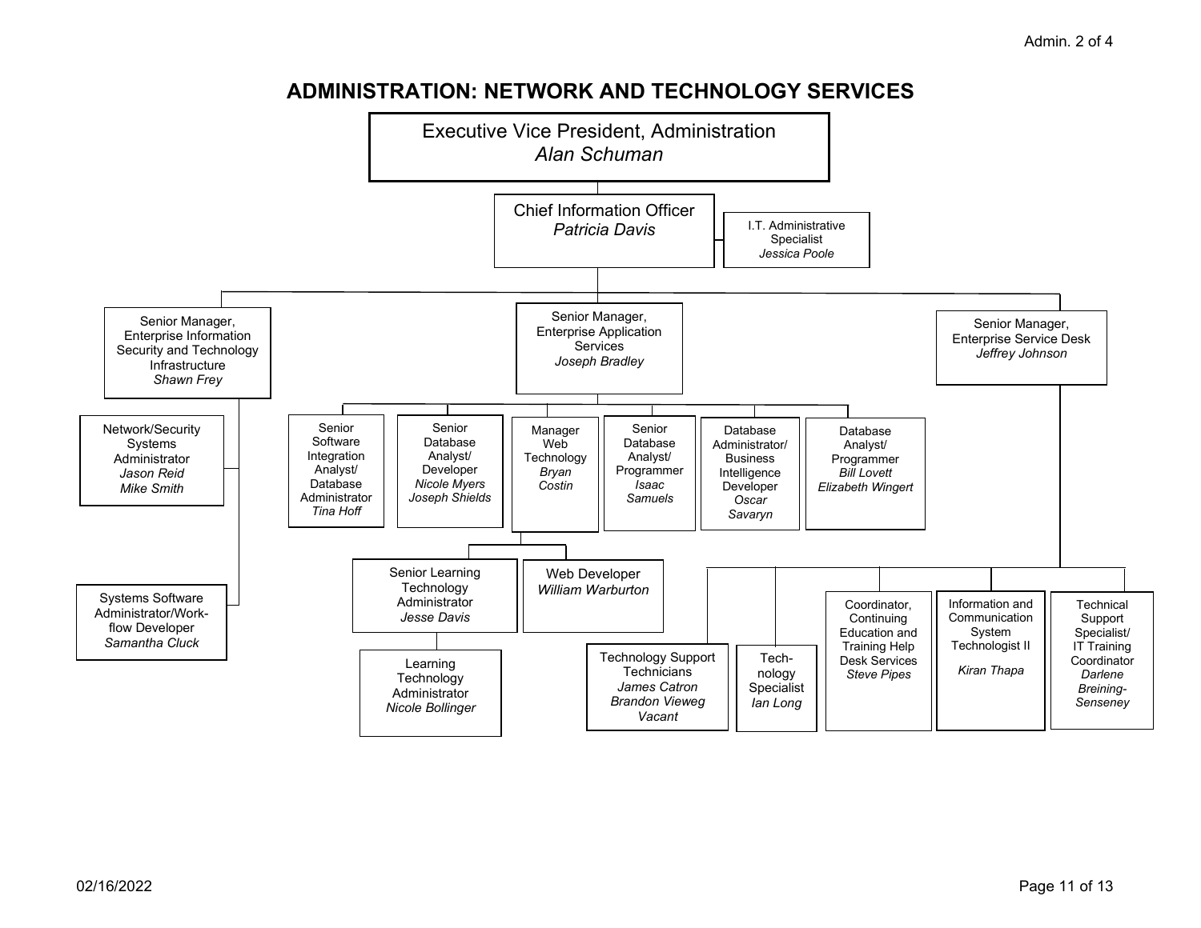# ADMINISTRATION: NETWORK AND TECHNOLOGY SERVICES

- **Executive Vice President, Administration** — *Alan Schuman*
  - **Chief Information Officer** — *Patricia Davis*
    - I.T. Administrative Specialist — *Jessica Poole*
    - **Senior Manager, Enterprise Information Security and Technology Infrastructure** — *Shawn Frey*
      - Network/Security Systems Administrator — *Jason Reid*, *Mike Smith*
      - Systems Software Administrator/Work-flow Developer — *Samantha Cluck*
    - **Senior Manager, Enterprise Application Services** — *Joseph Bradley*
      - Senior Software Integration Analyst/ Database Administrator — *Tina Hoff*
      - Senior Database Analyst/ Developer — *Nicole Myers*, *Joseph Shields*
      - Manager Web Technology — *Bryan Costin*
        - Senior Learning Technology Administrator — *Jesse Davis*
          - Learning Technology Administrator — *Nicole Bollinger*
        - Web Developer — *William Warburton*
      - Senior Database Analyst/ Programmer — *Isaac Samuels*
      - Database Administrator/ Business Intelligence Developer — *Oscar Savaryn*
      - Database Analyst/ Programmer — *Bill Lovett*, *Elizabeth Wingert*
    - **Senior Manager, Enterprise Service Desk** — *Jeffrey Johnson*
      - Technology Support Technicians — *James Catron*, *Brandon Vieweg*, *Vacant*
      - Tech-nology Specialist — *Ian Long*
      - Coordinator, Continuing Education and Training Help Desk Services — *Steve Pipes*
      - Information and Communication System Technologist II — *Kiran Thapa*
      - Technical Support Specialist/ IT Training Coordinator — *Darlene Breining-Senseney*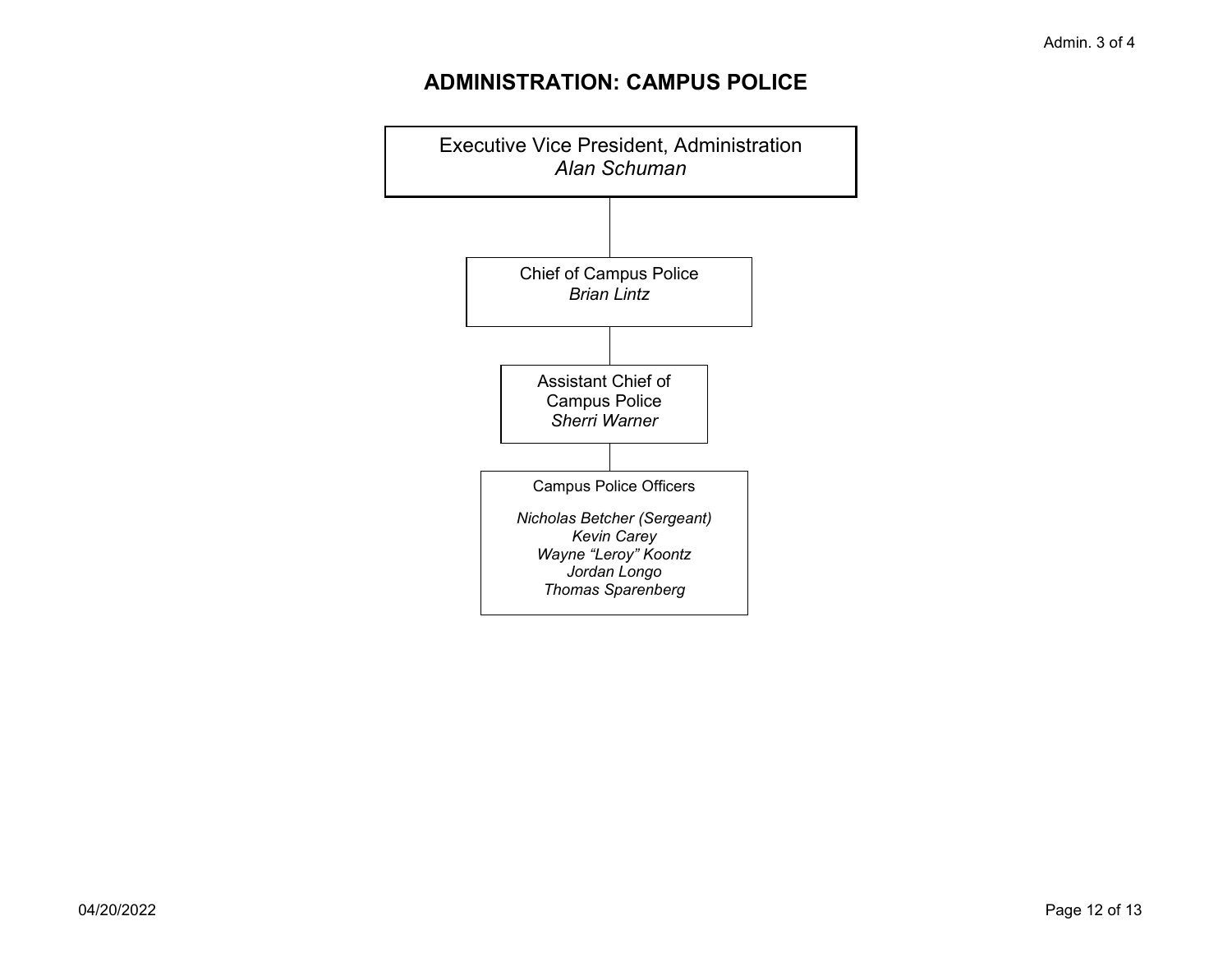# ADMINISTRATION: CAMPUS POLICE

**Executive Vice President, Administration**
*Alan Schuman*

- **Chief of Campus Police**
  *Brian Lintz*
  - **Assistant Chief of Campus Police**
    *Sherri Warner*
    - **Campus Police Officers**
      - *Nicholas Betcher (Sergeant)*
      - *Kevin Carey*
      - *Wayne "Leroy" Koontz*
      - *Jordan Longo*
      - *Thomas Sparenberg*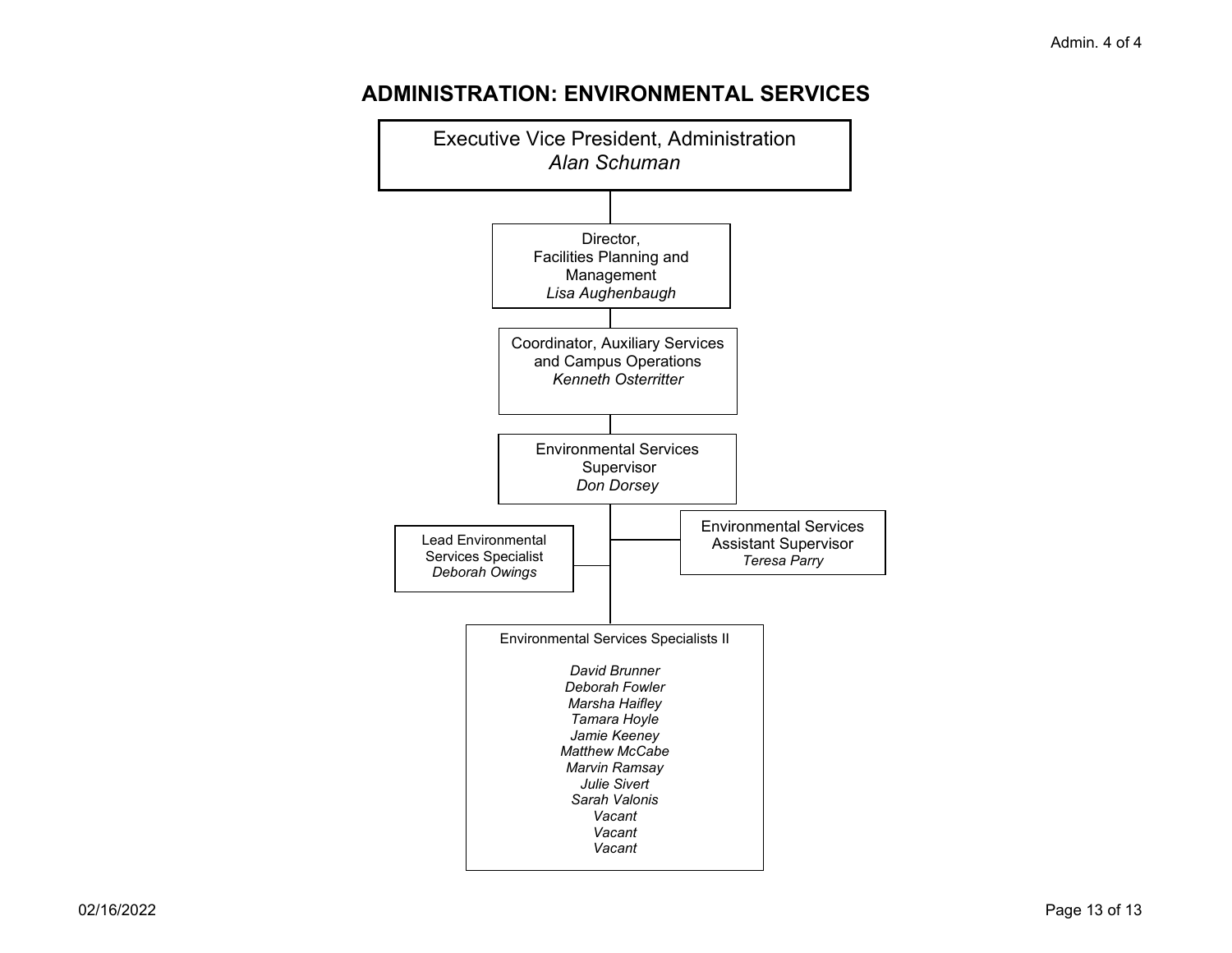# ADMINISTRATION: ENVIRONMENTAL SERVICES

Executive Vice President, Administration
*Alan Schuman*

Director,
Facilities Planning and Management
*Lisa Aughenbaugh*

Coordinator, Auxiliary Services and Campus Operations
*Kenneth Osterritter*

Environmental Services Supervisor
*Don Dorsey*

Lead Environmental Services Specialist
*Deborah Owings*

Environmental Services Assistant Supervisor
*Teresa Parry*

Environmental Services Specialists II

*David Brunner*
*Deborah Fowler*
*Marsha Haifley*
*Tamara Hoyle*
*Jamie Keeney*
*Matthew McCabe*
*Marvin Ramsay*
*Julie Sivert*
*Sarah Valonis*
*Vacant*
*Vacant*
*Vacant*

02/16/2022